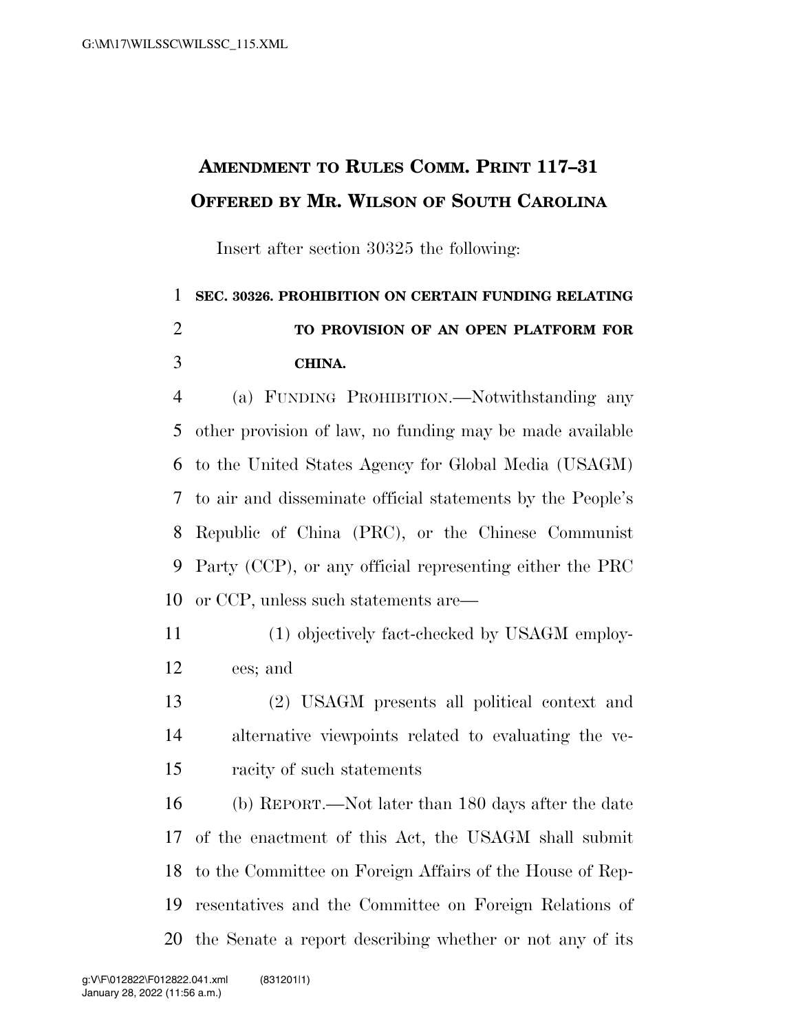# AMENDMENT TO RULES COMM. PRINT 117–31 OFFERED BY MR. WILSON OF SOUTH CAROLINA

Insert after section 30325 the following:

**SEC. 30326. PROHIBITION ON CERTAIN FUNDING RELATING TO PROVISION OF AN OPEN PLATFORM FOR CHINA.**

(a) FUNDING PROHIBITION.—Notwithstanding any other provision of law, no funding may be made available to the United States Agency for Global Media (USAGM) to air and disseminate official statements by the People's Republic of China (PRC), or the Chinese Communist Party (CCP), or any official representing either the PRC or CCP, unless such statements are—

(1) objectively fact-checked by USAGM employees; and

(2) USAGM presents all political context and alternative viewpoints related to evaluating the veracity of such statements

(b) REPORT.—Not later than 180 days after the date of the enactment of this Act, the USAGM shall submit to the Committee on Foreign Affairs of the House of Representatives and the Committee on Foreign Relations of the Senate a report describing whether or not any of its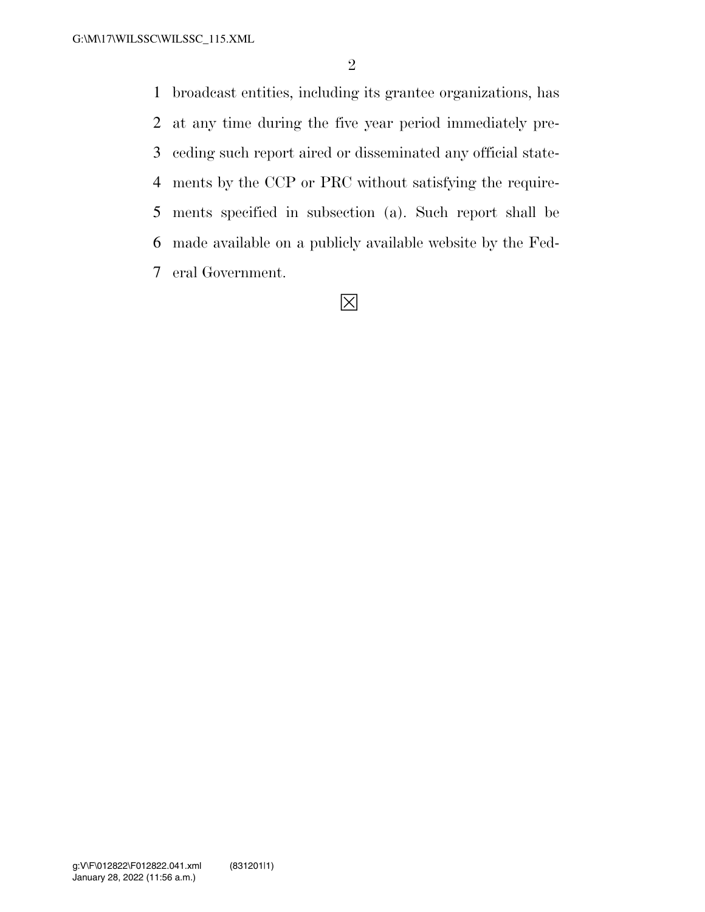broadcast entities, including its grantee organizations, has at any time during the five year period immediately preceding such report aired or disseminated any official statements by the CCP or PRC without satisfying the requirements specified in subsection (a). Such report shall be made available on a publicly available website by the Federal Government.